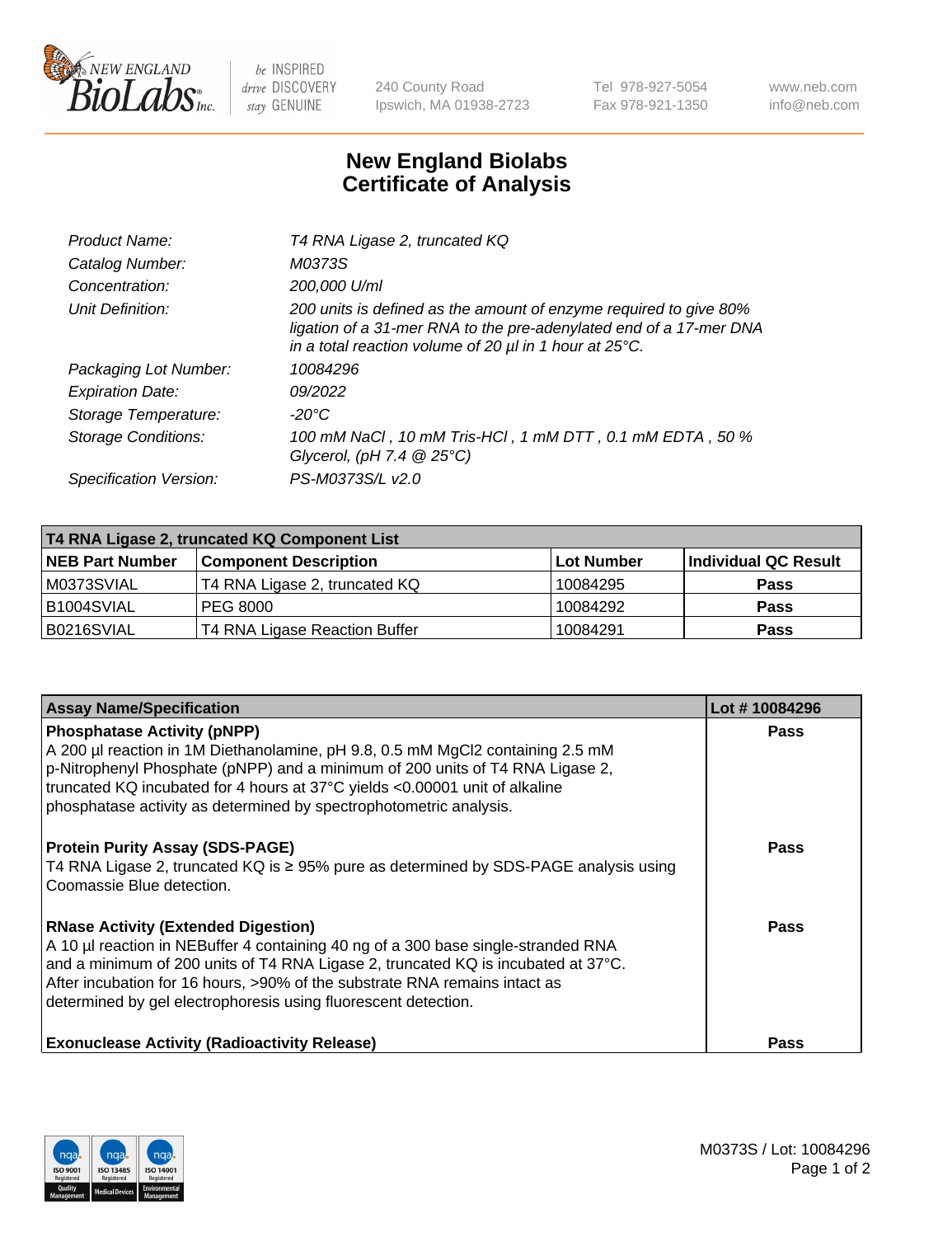# New England Biolabs Certificate of Analysis

| | |
|---|---|
| *Product Name:* | *T4 RNA Ligase 2, truncated KQ* |
| *Catalog Number:* | *M0373S* |
| *Concentration:* | *200,000 U/ml* |
| *Unit Definition:* | *200 units is defined as the amount of enzyme required to give 80% ligation of a 31-mer RNA to the pre-adenylated end of a 17-mer DNA in a total reaction volume of 20 µl in 1 hour at 25°C.* |
| *Packaging Lot Number:* | *10084296* |
| *Expiration Date:* | *09/2022* |
| *Storage Temperature:* | *-20°C* |
| *Storage Conditions:* | *100 mM NaCl , 10 mM Tris-HCl , 1 mM DTT , 0.1 mM EDTA , 50 % Glycerol, (pH 7.4 @ 25°C)* |
| *Specification Version:* | *PS-M0373S/L v2.0* |

| T4 RNA Ligase 2, truncated KQ Component List | | | |
|---|---|---|---|
| **NEB Part Number** | **Component Description** | **Lot Number** | **Individual QC Result** |
| M0373SVIAL | T4 RNA Ligase 2, truncated KQ | 10084295 | **Pass** |
| B1004SVIAL | PEG 8000 | 10084292 | **Pass** |
| B0216SVIAL | T4 RNA Ligase Reaction Buffer | 10084291 | **Pass** |

| Assay Name/Specification | Lot # 10084296 |
|---|---|
| **Phosphatase Activity (pNPP)**<br>A 200 µl reaction in 1M Diethanolamine, pH 9.8, 0.5 mM MgCl2 containing 2.5 mM p-Nitrophenyl Phosphate (pNPP) and a minimum of 200 units of T4 RNA Ligase 2, truncated KQ incubated for 4 hours at 37°C yields <0.00001 unit of alkaline phosphatase activity as determined by spectrophotometric analysis. | **Pass** |
| **Protein Purity Assay (SDS-PAGE)**<br>T4 RNA Ligase 2, truncated KQ is ≥ 95% pure as determined by SDS-PAGE analysis using Coomassie Blue detection. | **Pass** |
| **RNase Activity (Extended Digestion)**<br>A 10 µl reaction in NEBuffer 4 containing 40 ng of a 300 base single-stranded RNA and a minimum of 200 units of T4 RNA Ligase 2, truncated KQ is incubated at 37°C. After incubation for 16 hours, >90% of the substrate RNA remains intact as determined by gel electrophoresis using fluorescent detection. | **Pass** |
| **Exonuclease Activity (Radioactivity Release)** | **Pass** |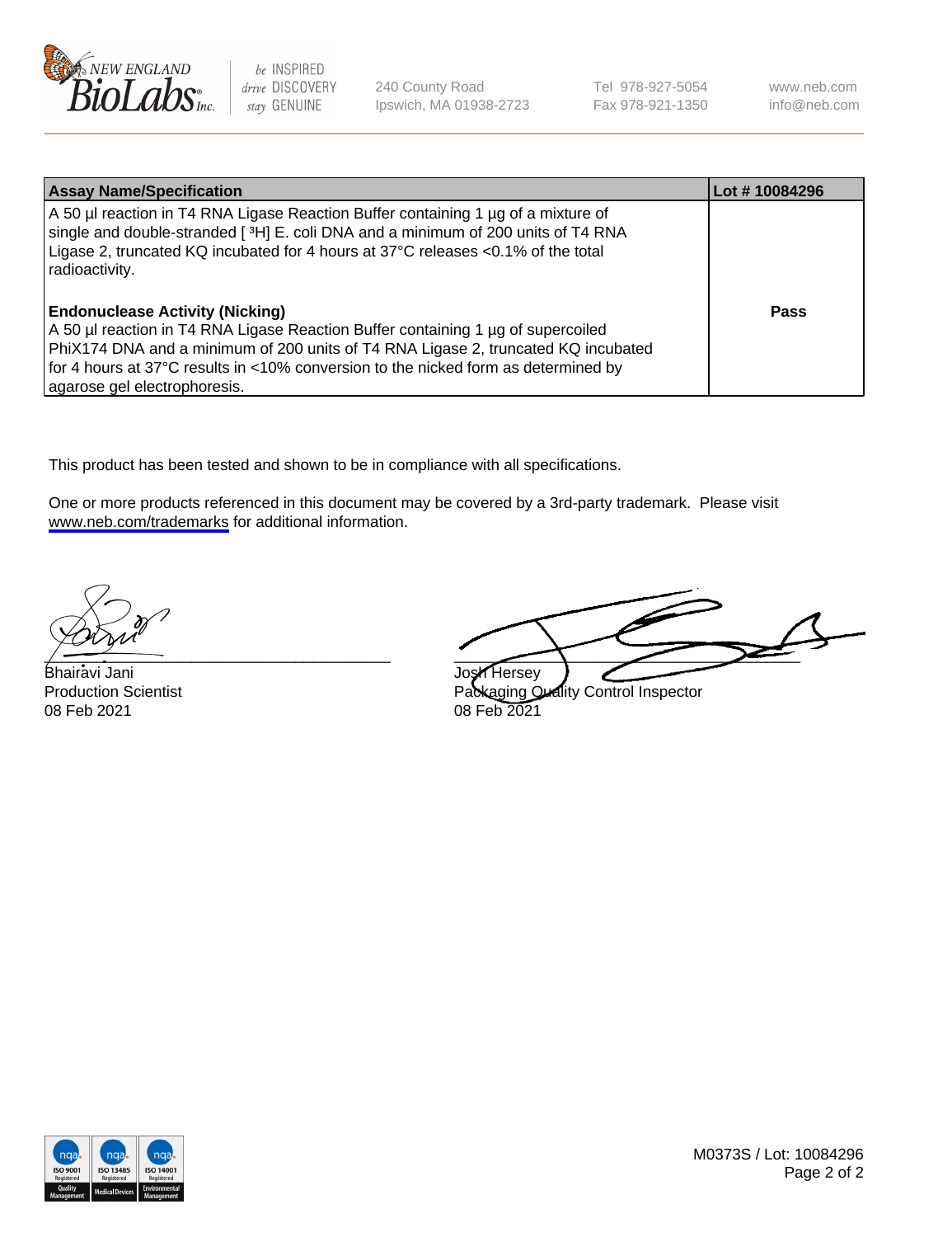| Assay Name/Specification | Lot # 10084296 |
| --- | --- |
| A 50 µl reaction in T4 RNA Ligase Reaction Buffer containing 1 µg of a mixture of single and double-stranded [ $^3$H] E. coli DNA and a minimum of 200 units of T4 RNA Ligase 2, truncated KQ incubated for 4 hours at 37°C releases <0.1% of the total radioactivity. | |
| **Endonuclease Activity (Nicking)** A 50 µl reaction in T4 RNA Ligase Reaction Buffer containing 1 µg of supercoiled PhiX174 DNA and a minimum of 200 units of T4 RNA Ligase 2, truncated KQ incubated for 4 hours at 37°C results in <10% conversion to the nicked form as determined by agarose gel electrophoresis. | **Pass** |

This product has been tested and shown to be in compliance with all specifications.

One or more products referenced in this document may be covered by a 3rd-party trademark. Please visit www.neb.com/trademarks for additional information.

Bhairavi Jani
Production Scientist
08 Feb 2021

Josh Hersey
Packaging Quality Control Inspector
08 Feb 2021

M0373S / Lot: 10084296